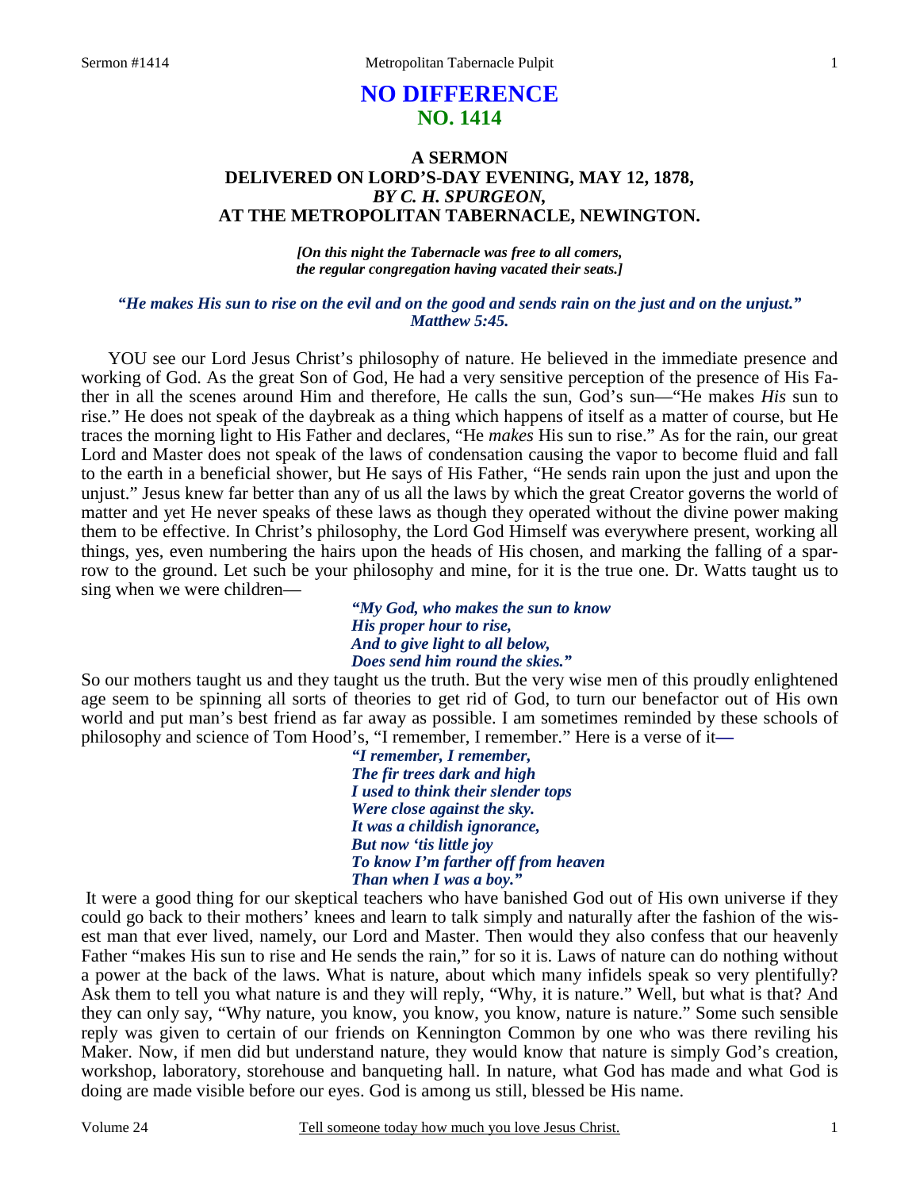# NO DIFFERENCE
## NO. 1414

### A SERMON DELIVERED ON LORD'S-DAY EVENING, MAY 12, 1878, *BY C. H. SPURGEON,* AT THE METROPOLITAN TABERNACLE, NEWINGTON.

***[On this night the Tabernacle was free to all comers, the regular congregation having vacated their seats.]***

***"He makes His sun to rise on the evil and on the good and sends rain on the just and on the unjust." Matthew 5:45.***

YOU see our Lord Jesus Christ's philosophy of nature. He believed in the immediate presence and working of God. As the great Son of God, He had a very sensitive perception of the presence of His Father in all the scenes around Him and therefore, He calls the sun, God's sun—"He makes *His* sun to rise." He does not speak of the daybreak as a thing which happens of itself as a matter of course, but He traces the morning light to His Father and declares, "He *makes* His sun to rise." As for the rain, our great Lord and Master does not speak of the laws of condensation causing the vapor to become fluid and fall to the earth in a beneficial shower, but He says of His Father, "He sends rain upon the just and upon the unjust." Jesus knew far better than any of us all the laws by which the great Creator governs the world of matter and yet He never speaks of these laws as though they operated without the divine power making them to be effective. In Christ's philosophy, the Lord God Himself was everywhere present, working all things, yes, even numbering the hairs upon the heads of His chosen, and marking the falling of a sparrow to the ground. Let such be your philosophy and mine, for it is the true one. Dr. Watts taught us to sing when we were children—

> ***"My God, who makes the sun to know***
> ***His proper hour to rise,***
> ***And to give light to all below,***
> ***Does send him round the skies."***

So our mothers taught us and they taught us the truth. But the very wise men of this proudly enlightened age seem to be spinning all sorts of theories to get rid of God, to turn our benefactor out of His own world and put man's best friend as far away as possible. I am sometimes reminded by these schools of philosophy and science of Tom Hood's, "I remember, I remember." Here is a verse of it—

> ***"I remember, I remember,***
> ***The fir trees dark and high***
> ***I used to think their slender tops***
> ***Were close against the sky.***
> ***It was a childish ignorance,***
> ***But now 'tis little joy***
> ***To know I'm farther off from heaven***
> ***Than when I was a boy."***

It were a good thing for our skeptical teachers who have banished God out of His own universe if they could go back to their mothers' knees and learn to talk simply and naturally after the fashion of the wisest man that ever lived, namely, our Lord and Master. Then would they also confess that our heavenly Father "makes His sun to rise and He sends the rain," for so it is. Laws of nature can do nothing without a power at the back of the laws. What is nature, about which many infidels speak so very plentifully? Ask them to tell you what nature is and they will reply, "Why, it is nature." Well, but what is that? And they can only say, "Why nature, you know, you know, you know, nature is nature." Some such sensible reply was given to certain of our friends on Kennington Common by one who was there reviling his Maker. Now, if men did but understand nature, they would know that nature is simply God's creation, workshop, laboratory, storehouse and banqueting hall. In nature, what God has made and what God is doing are made visible before our eyes. God is among us still, blessed be His name.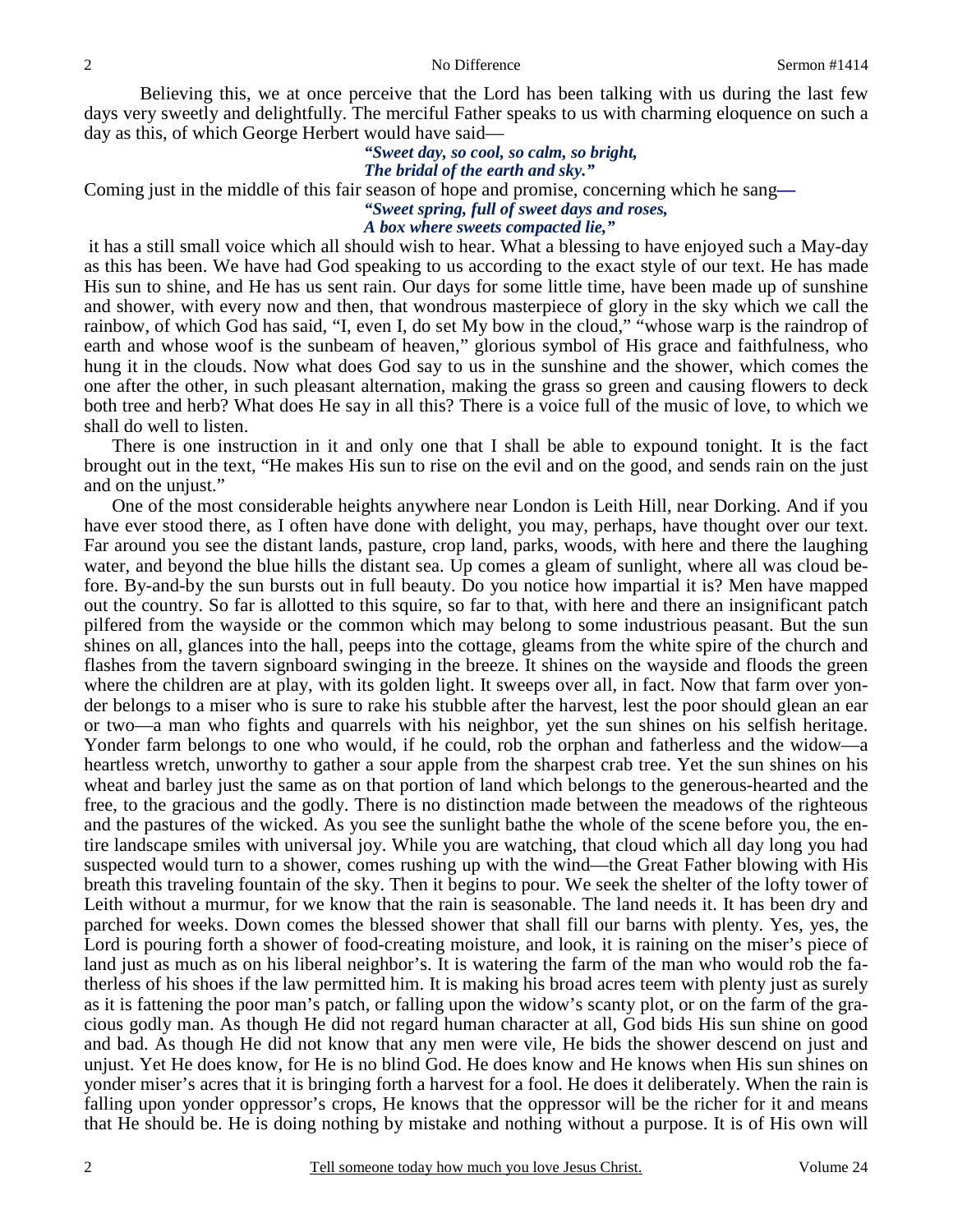Believing this, we at once perceive that the Lord has been talking with us during the last few days very sweetly and delightfully. The merciful Father speaks to us with charming eloquence on such a day as this, of which George Herbert would have said—

> ***"Sweet day, so cool, so calm, so bright,***
> ***The bridal of the earth and sky."***

Coming just in the middle of this fair season of hope and promise, concerning which he sang**—**

> ***"Sweet spring, full of sweet days and roses,***
> ***A box where sweets compacted lie,"***

it has a still small voice which all should wish to hear. What a blessing to have enjoyed such a May-day as this has been. We have had God speaking to us according to the exact style of our text. He has made His sun to shine, and He has us sent rain. Our days for some little time, have been made up of sunshine and shower, with every now and then, that wondrous masterpiece of glory in the sky which we call the rainbow, of which God has said, "I, even I, do set My bow in the cloud," "whose warp is the raindrop of earth and whose woof is the sunbeam of heaven," glorious symbol of His grace and faithfulness, who hung it in the clouds. Now what does God say to us in the sunshine and the shower, which comes the one after the other, in such pleasant alternation, making the grass so green and causing flowers to deck both tree and herb? What does He say in all this? There is a voice full of the music of love, to which we shall do well to listen.

There is one instruction in it and only one that I shall be able to expound tonight. It is the fact brought out in the text, "He makes His sun to rise on the evil and on the good, and sends rain on the just and on the unjust."

One of the most considerable heights anywhere near London is Leith Hill, near Dorking. And if you have ever stood there, as I often have done with delight, you may, perhaps, have thought over our text. Far around you see the distant lands, pasture, crop land, parks, woods, with here and there the laughing water, and beyond the blue hills the distant sea. Up comes a gleam of sunlight, where all was cloud before. By-and-by the sun bursts out in full beauty. Do you notice how impartial it is? Men have mapped out the country. So far is allotted to this squire, so far to that, with here and there an insignificant patch pilfered from the wayside or the common which may belong to some industrious peasant. But the sun shines on all, glances into the hall, peeps into the cottage, gleams from the white spire of the church and flashes from the tavern signboard swinging in the breeze. It shines on the wayside and floods the green where the children are at play, with its golden light. It sweeps over all, in fact. Now that farm over yonder belongs to a miser who is sure to rake his stubble after the harvest, lest the poor should glean an ear or two—a man who fights and quarrels with his neighbor, yet the sun shines on his selfish heritage. Yonder farm belongs to one who would, if he could, rob the orphan and fatherless and the widow—a heartless wretch, unworthy to gather a sour apple from the sharpest crab tree. Yet the sun shines on his wheat and barley just the same as on that portion of land which belongs to the generous-hearted and the free, to the gracious and the godly. There is no distinction made between the meadows of the righteous and the pastures of the wicked. As you see the sunlight bathe the whole of the scene before you, the entire landscape smiles with universal joy. While you are watching, that cloud which all day long you had suspected would turn to a shower, comes rushing up with the wind—the Great Father blowing with His breath this traveling fountain of the sky. Then it begins to pour. We seek the shelter of the lofty tower of Leith without a murmur, for we know that the rain is seasonable. The land needs it. It has been dry and parched for weeks. Down comes the blessed shower that shall fill our barns with plenty. Yes, yes, the Lord is pouring forth a shower of food-creating moisture, and look, it is raining on the miser's piece of land just as much as on his liberal neighbor's. It is watering the farm of the man who would rob the fatherless of his shoes if the law permitted him. It is making his broad acres teem with plenty just as surely as it is fattening the poor man's patch, or falling upon the widow's scanty plot, or on the farm of the gracious godly man. As though He did not regard human character at all, God bids His sun shine on good and bad. As though He did not know that any men were vile, He bids the shower descend on just and unjust. Yet He does know, for He is no blind God. He does know and He knows when His sun shines on yonder miser's acres that it is bringing forth a harvest for a fool. He does it deliberately. When the rain is falling upon yonder oppressor's crops, He knows that the oppressor will be the richer for it and means that He should be. He is doing nothing by mistake and nothing without a purpose. It is of His own will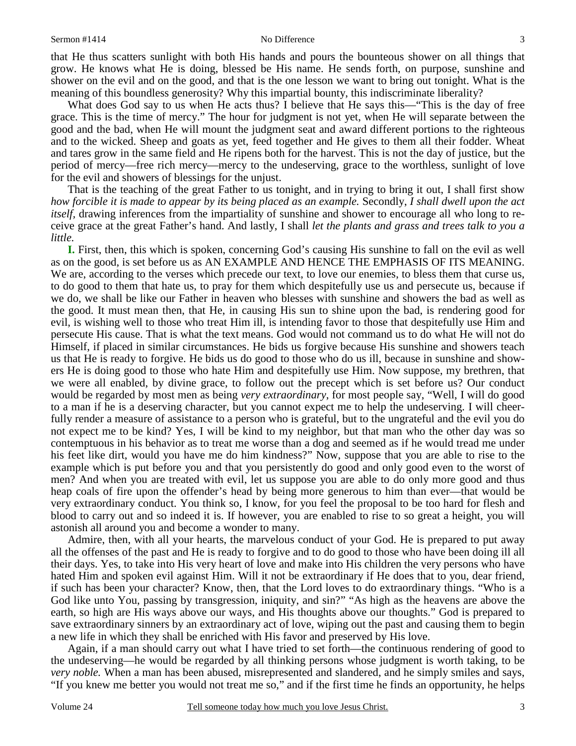that He thus scatters sunlight with both His hands and pours the bounteous shower on all things that grow. He knows what He is doing, blessed be His name. He sends forth, on purpose, sunshine and shower on the evil and on the good, and that is the one lesson we want to bring out tonight. What is the meaning of this boundless generosity? Why this impartial bounty, this indiscriminate liberality?

What does God say to us when He acts thus? I believe that He says this—"This is the day of free grace. This is the time of mercy." The hour for judgment is not yet, when He will separate between the good and the bad, when He will mount the judgment seat and award different portions to the righteous and to the wicked. Sheep and goats as yet, feed together and He gives to them all their fodder. Wheat and tares grow in the same field and He ripens both for the harvest. This is not the day of justice, but the period of mercy—free rich mercy—mercy to the undeserving, grace to the worthless, sunlight of love for the evil and showers of blessings for the unjust.

That is the teaching of the great Father to us tonight, and in trying to bring it out, I shall first show *how forcible it is made to appear by its being placed as an example.* Secondly, *I shall dwell upon the act itself,* drawing inferences from the impartiality of sunshine and shower to encourage all who long to receive grace at the great Father's hand. And lastly, I shall *let the plants and grass and trees talk to you a little.*

**I.** First, then, this which is spoken, concerning God's causing His sunshine to fall on the evil as well as on the good, is set before us as AN EXAMPLE AND HENCE THE EMPHASIS OF ITS MEANING. We are, according to the verses which precede our text, to love our enemies, to bless them that curse us, to do good to them that hate us, to pray for them which despitefully use us and persecute us, because if we do, we shall be like our Father in heaven who blesses with sunshine and showers the bad as well as the good. It must mean then, that He, in causing His sun to shine upon the bad, is rendering good for evil, is wishing well to those who treat Him ill, is intending favor to those that despitefully use Him and persecute His cause. That is what the text means. God would not command us to do what He will not do Himself, if placed in similar circumstances. He bids us forgive because His sunshine and showers teach us that He is ready to forgive. He bids us do good to those who do us ill, because in sunshine and showers He is doing good to those who hate Him and despitefully use Him. Now suppose, my brethren, that we were all enabled, by divine grace, to follow out the precept which is set before us? Our conduct would be regarded by most men as being *very extraordinary,* for most people say, "Well, I will do good to a man if he is a deserving character, but you cannot expect me to help the undeserving. I will cheerfully render a measure of assistance to a person who is grateful, but to the ungrateful and the evil you do not expect me to be kind? Yes, I will be kind to my neighbor, but that man who the other day was so contemptuous in his behavior as to treat me worse than a dog and seemed as if he would tread me under his feet like dirt, would you have me do him kindness?" Now, suppose that you are able to rise to the example which is put before you and that you persistently do good and only good even to the worst of men? And when you are treated with evil, let us suppose you are able to do only more good and thus heap coals of fire upon the offender's head by being more generous to him than ever—that would be very extraordinary conduct. You think so, I know, for you feel the proposal to be too hard for flesh and blood to carry out and so indeed it is. If however, you are enabled to rise to so great a height, you will astonish all around you and become a wonder to many.

Admire, then, with all your hearts, the marvelous conduct of your God. He is prepared to put away all the offenses of the past and He is ready to forgive and to do good to those who have been doing ill all their days. Yes, to take into His very heart of love and make into His children the very persons who have hated Him and spoken evil against Him. Will it not be extraordinary if He does that to you, dear friend, if such has been your character? Know, then, that the Lord loves to do extraordinary things. "Who is a God like unto You, passing by transgression, iniquity, and sin?" "As high as the heavens are above the earth, so high are His ways above our ways, and His thoughts above our thoughts." God is prepared to save extraordinary sinners by an extraordinary act of love, wiping out the past and causing them to begin a new life in which they shall be enriched with His favor and preserved by His love.

Again, if a man should carry out what I have tried to set forth—the continuous rendering of good to the undeserving—he would be regarded by all thinking persons whose judgment is worth taking, to be *very noble.* When a man has been abused, misrepresented and slandered, and he simply smiles and says, "If you knew me better you would not treat me so," and if the first time he finds an opportunity, he helps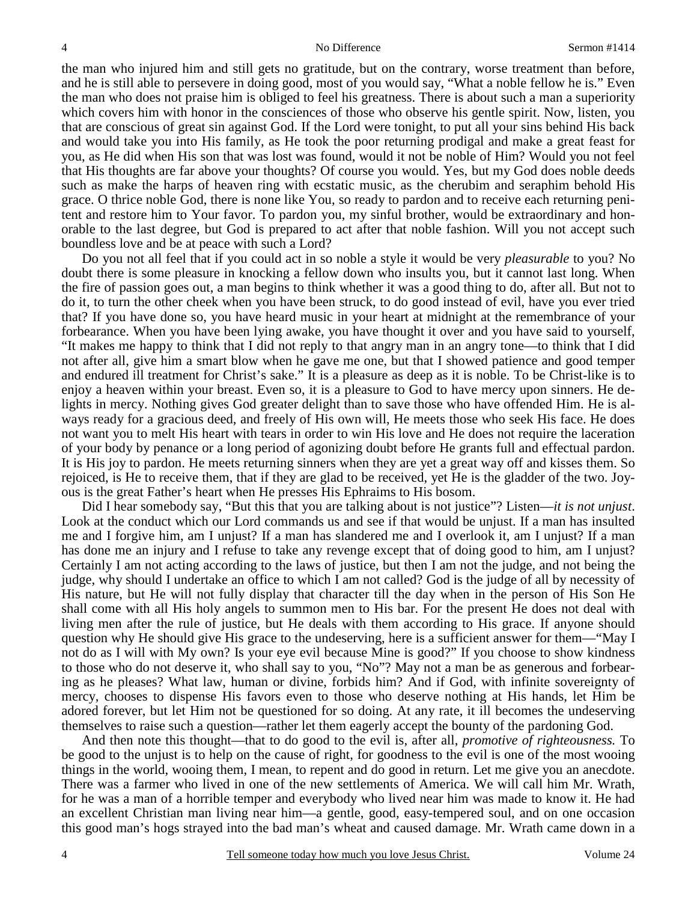the man who injured him and still gets no gratitude, but on the contrary, worse treatment than before, and he is still able to persevere in doing good, most of you would say, "What a noble fellow he is." Even the man who does not praise him is obliged to feel his greatness. There is about such a man a superiority which covers him with honor in the consciences of those who observe his gentle spirit. Now, listen, you that are conscious of great sin against God. If the Lord were tonight, to put all your sins behind His back and would take you into His family, as He took the poor returning prodigal and make a great feast for you, as He did when His son that was lost was found, would it not be noble of Him? Would you not feel that His thoughts are far above your thoughts? Of course you would. Yes, but my God does noble deeds such as make the harps of heaven ring with ecstatic music, as the cherubim and seraphim behold His grace. O thrice noble God, there is none like You, so ready to pardon and to receive each returning penitent and restore him to Your favor. To pardon you, my sinful brother, would be extraordinary and honorable to the last degree, but God is prepared to act after that noble fashion. Will you not accept such boundless love and be at peace with such a Lord?

Do you not all feel that if you could act in so noble a style it would be very *pleasurable* to you? No doubt there is some pleasure in knocking a fellow down who insults you, but it cannot last long. When the fire of passion goes out, a man begins to think whether it was a good thing to do, after all. But not to do it, to turn the other cheek when you have been struck, to do good instead of evil, have you ever tried that? If you have done so, you have heard music in your heart at midnight at the remembrance of your forbearance. When you have been lying awake, you have thought it over and you have said to yourself, "It makes me happy to think that I did not reply to that angry man in an angry tone—to think that I did not after all, give him a smart blow when he gave me one, but that I showed patience and good temper and endured ill treatment for Christ's sake." It is a pleasure as deep as it is noble. To be Christ-like is to enjoy a heaven within your breast. Even so, it is a pleasure to God to have mercy upon sinners. He delights in mercy. Nothing gives God greater delight than to save those who have offended Him. He is always ready for a gracious deed, and freely of His own will, He meets those who seek His face. He does not want you to melt His heart with tears in order to win His love and He does not require the laceration of your body by penance or a long period of agonizing doubt before He grants full and effectual pardon. It is His joy to pardon. He meets returning sinners when they are yet a great way off and kisses them. So rejoiced, is He to receive them, that if they are glad to be received, yet He is the gladder of the two. Joyous is the great Father's heart when He presses His Ephraims to His bosom.

Did I hear somebody say, "But this that you are talking about is not justice"? Listen—*it is not unjust*. Look at the conduct which our Lord commands us and see if that would be unjust. If a man has insulted me and I forgive him, am I unjust? If a man has slandered me and I overlook it, am I unjust? If a man has done me an injury and I refuse to take any revenge except that of doing good to him, am I unjust? Certainly I am not acting according to the laws of justice, but then I am not the judge, and not being the judge, why should I undertake an office to which I am not called? God is the judge of all by necessity of His nature, but He will not fully display that character till the day when in the person of His Son He shall come with all His holy angels to summon men to His bar. For the present He does not deal with living men after the rule of justice, but He deals with them according to His grace. If anyone should question why He should give His grace to the undeserving, here is a sufficient answer for them—"May I not do as I will with My own? Is your eye evil because Mine is good?" If you choose to show kindness to those who do not deserve it, who shall say to you, "No"? May not a man be as generous and forbearing as he pleases? What law, human or divine, forbids him? And if God, with infinite sovereignty of mercy, chooses to dispense His favors even to those who deserve nothing at His hands, let Him be adored forever, but let Him not be questioned for so doing. At any rate, it ill becomes the undeserving themselves to raise such a question—rather let them eagerly accept the bounty of the pardoning God.

And then note this thought—that to do good to the evil is, after all, *promotive of righteousness.* To be good to the unjust is to help on the cause of right, for goodness to the evil is one of the most wooing things in the world, wooing them, I mean, to repent and do good in return. Let me give you an anecdote. There was a farmer who lived in one of the new settlements of America. We will call him Mr. Wrath, for he was a man of a horrible temper and everybody who lived near him was made to know it. He had an excellent Christian man living near him—a gentle, good, easy-tempered soul, and on one occasion this good man's hogs strayed into the bad man's wheat and caused damage. Mr. Wrath came down in a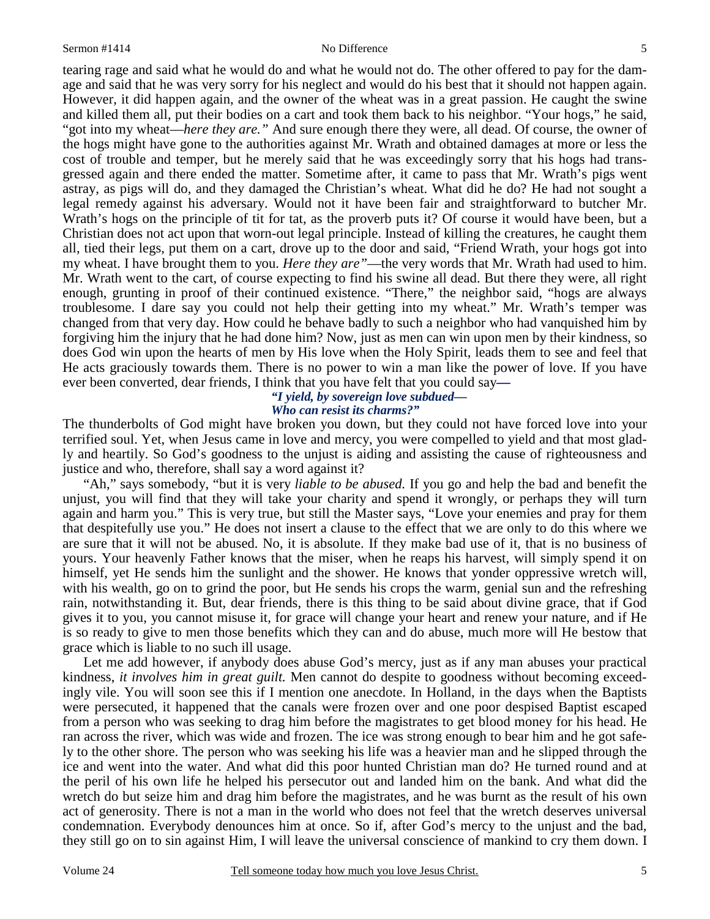tearing rage and said what he would do and what he would not do. The other offered to pay for the damage and said that he was very sorry for his neglect and would do his best that it should not happen again. However, it did happen again, and the owner of the wheat was in a great passion. He caught the swine and killed them all, put their bodies on a cart and took them back to his neighbor. "Your hogs," he said, "got into my wheat—*here they are."* And sure enough there they were, all dead. Of course, the owner of the hogs might have gone to the authorities against Mr. Wrath and obtained damages at more or less the cost of trouble and temper, but he merely said that he was exceedingly sorry that his hogs had transgressed again and there ended the matter. Sometime after, it came to pass that Mr. Wrath's pigs went astray, as pigs will do, and they damaged the Christian's wheat. What did he do? He had not sought a legal remedy against his adversary. Would not it have been fair and straightforward to butcher Mr. Wrath's hogs on the principle of tit for tat, as the proverb puts it? Of course it would have been, but a Christian does not act upon that worn-out legal principle. Instead of killing the creatures, he caught them all, tied their legs, put them on a cart, drove up to the door and said, "Friend Wrath, your hogs got into my wheat. I have brought them to you. *Here they are"*—the very words that Mr. Wrath had used to him. Mr. Wrath went to the cart, of course expecting to find his swine all dead. But there they were, all right enough, grunting in proof of their continued existence. "There," the neighbor said, "hogs are always troublesome. I dare say you could not help their getting into my wheat." Mr. Wrath's temper was changed from that very day. How could he behave badly to such a neighbor who had vanquished him by forgiving him the injury that he had done him? Now, just as men can win upon men by their kindness, so does God win upon the hearts of men by His love when the Holy Spirit, leads them to see and feel that He acts graciously towards them. There is no power to win a man like the power of love. If you have ever been converted, dear friends, I think that you have felt that you could say**—**

***"I yield, by sovereign love subdued—***
***Who can resist its charms?"***

The thunderbolts of God might have broken you down, but they could not have forced love into your terrified soul. Yet, when Jesus came in love and mercy, you were compelled to yield and that most gladly and heartily. So God's goodness to the unjust is aiding and assisting the cause of righteousness and justice and who, therefore, shall say a word against it?

"Ah," says somebody, "but it is very *liable to be abused.* If you go and help the bad and benefit the unjust, you will find that they will take your charity and spend it wrongly, or perhaps they will turn again and harm you." This is very true, but still the Master says, "Love your enemies and pray for them that despitefully use you." He does not insert a clause to the effect that we are only to do this where we are sure that it will not be abused. No, it is absolute. If they make bad use of it, that is no business of yours. Your heavenly Father knows that the miser, when he reaps his harvest, will simply spend it on himself, yet He sends him the sunlight and the shower. He knows that yonder oppressive wretch will, with his wealth, go on to grind the poor, but He sends his crops the warm, genial sun and the refreshing rain, notwithstanding it. But, dear friends, there is this thing to be said about divine grace, that if God gives it to you, you cannot misuse it, for grace will change your heart and renew your nature, and if He is so ready to give to men those benefits which they can and do abuse, much more will He bestow that grace which is liable to no such ill usage.

Let me add however, if anybody does abuse God's mercy, just as if any man abuses your practical kindness, *it involves him in great guilt.* Men cannot do despite to goodness without becoming exceedingly vile. You will soon see this if I mention one anecdote. In Holland, in the days when the Baptists were persecuted, it happened that the canals were frozen over and one poor despised Baptist escaped from a person who was seeking to drag him before the magistrates to get blood money for his head. He ran across the river, which was wide and frozen. The ice was strong enough to bear him and he got safely to the other shore. The person who was seeking his life was a heavier man and he slipped through the ice and went into the water. And what did this poor hunted Christian man do? He turned round and at the peril of his own life he helped his persecutor out and landed him on the bank. And what did the wretch do but seize him and drag him before the magistrates, and he was burnt as the result of his own act of generosity. There is not a man in the world who does not feel that the wretch deserves universal condemnation. Everybody denounces him at once. So if, after God's mercy to the unjust and the bad, they still go on to sin against Him, I will leave the universal conscience of mankind to cry them down. I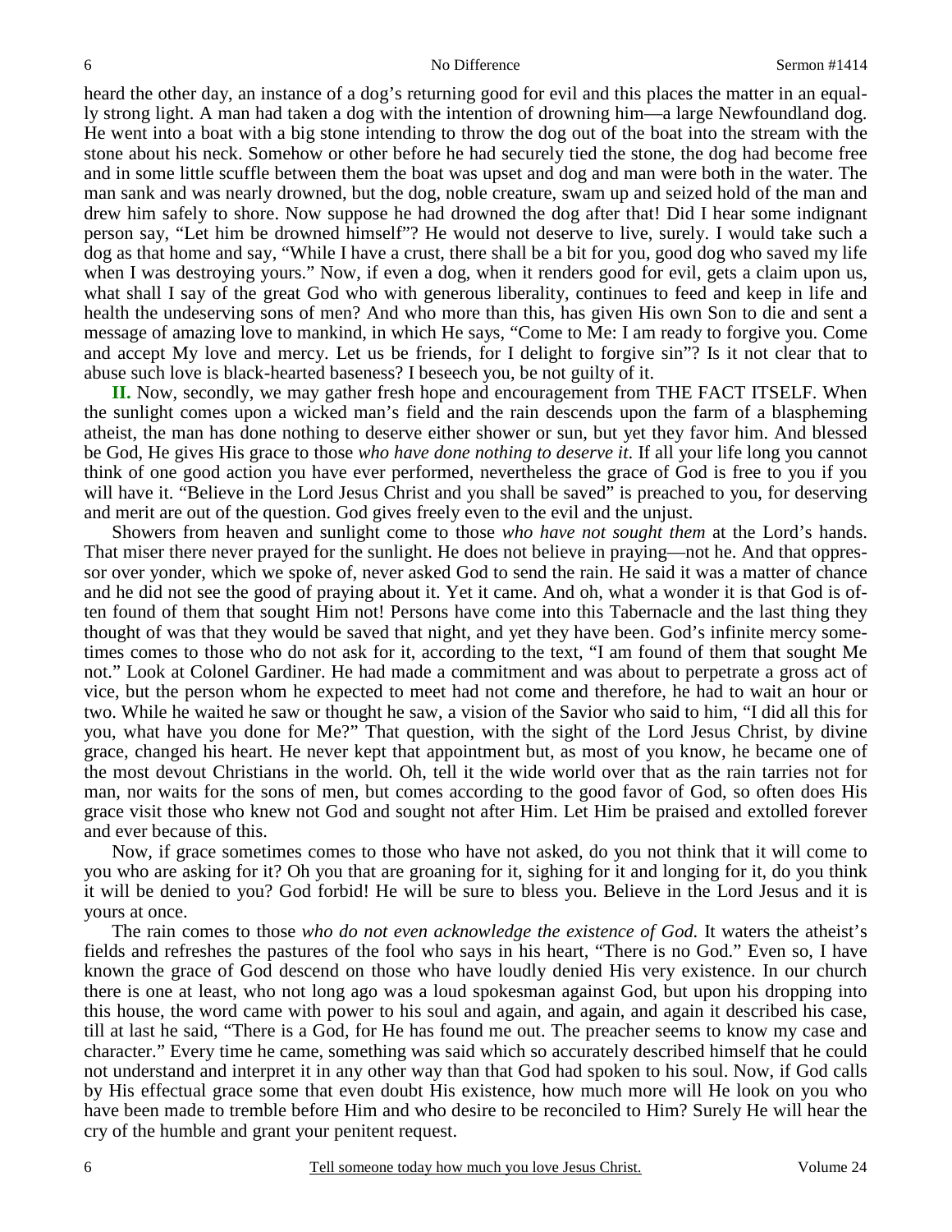heard the other day, an instance of a dog's returning good for evil and this places the matter in an equally strong light. A man had taken a dog with the intention of drowning him—a large Newfoundland dog. He went into a boat with a big stone intending to throw the dog out of the boat into the stream with the stone about his neck. Somehow or other before he had securely tied the stone, the dog had become free and in some little scuffle between them the boat was upset and dog and man were both in the water. The man sank and was nearly drowned, but the dog, noble creature, swam up and seized hold of the man and drew him safely to shore. Now suppose he had drowned the dog after that! Did I hear some indignant person say, "Let him be drowned himself"? He would not deserve to live, surely. I would take such a dog as that home and say, "While I have a crust, there shall be a bit for you, good dog who saved my life when I was destroying yours." Now, if even a dog, when it renders good for evil, gets a claim upon us, what shall I say of the great God who with generous liberality, continues to feed and keep in life and health the undeserving sons of men? And who more than this, has given His own Son to die and sent a message of amazing love to mankind, in which He says, "Come to Me: I am ready to forgive you. Come and accept My love and mercy. Let us be friends, for I delight to forgive sin"? Is it not clear that to abuse such love is black-hearted baseness? I beseech you, be not guilty of it.

**II.** Now, secondly, we may gather fresh hope and encouragement from THE FACT ITSELF. When the sunlight comes upon a wicked man's field and the rain descends upon the farm of a blaspheming atheist, the man has done nothing to deserve either shower or sun, but yet they favor him. And blessed be God, He gives His grace to those *who have done nothing to deserve it*. If all your life long you cannot think of one good action you have ever performed, nevertheless the grace of God is free to you if you will have it. "Believe in the Lord Jesus Christ and you shall be saved" is preached to you, for deserving and merit are out of the question. God gives freely even to the evil and the unjust.

Showers from heaven and sunlight come to those *who have not sought them* at the Lord's hands. That miser there never prayed for the sunlight. He does not believe in praying—not he. And that oppressor over yonder, which we spoke of, never asked God to send the rain. He said it was a matter of chance and he did not see the good of praying about it. Yet it came. And oh, what a wonder it is that God is often found of them that sought Him not! Persons have come into this Tabernacle and the last thing they thought of was that they would be saved that night, and yet they have been. God's infinite mercy sometimes comes to those who do not ask for it, according to the text, "I am found of them that sought Me not." Look at Colonel Gardiner. He had made a commitment and was about to perpetrate a gross act of vice, but the person whom he expected to meet had not come and therefore, he had to wait an hour or two. While he waited he saw or thought he saw, a vision of the Savior who said to him, "I did all this for you, what have you done for Me?" That question, with the sight of the Lord Jesus Christ, by divine grace, changed his heart. He never kept that appointment but, as most of you know, he became one of the most devout Christians in the world. Oh, tell it the wide world over that as the rain tarries not for man, nor waits for the sons of men, but comes according to the good favor of God, so often does His grace visit those who knew not God and sought not after Him. Let Him be praised and extolled forever and ever because of this.

Now, if grace sometimes comes to those who have not asked, do you not think that it will come to you who are asking for it? Oh you that are groaning for it, sighing for it and longing for it, do you think it will be denied to you? God forbid! He will be sure to bless you. Believe in the Lord Jesus and it is yours at once.

The rain comes to those *who do not even acknowledge the existence of God.* It waters the atheist's fields and refreshes the pastures of the fool who says in his heart, "There is no God." Even so, I have known the grace of God descend on those who have loudly denied His very existence. In our church there is one at least, who not long ago was a loud spokesman against God, but upon his dropping into this house, the word came with power to his soul and again, and again, and again it described his case, till at last he said, "There is a God, for He has found me out. The preacher seems to know my case and character." Every time he came, something was said which so accurately described himself that he could not understand and interpret it in any other way than that God had spoken to his soul. Now, if God calls by His effectual grace some that even doubt His existence, how much more will He look on you who have been made to tremble before Him and who desire to be reconciled to Him? Surely He will hear the cry of the humble and grant your penitent request.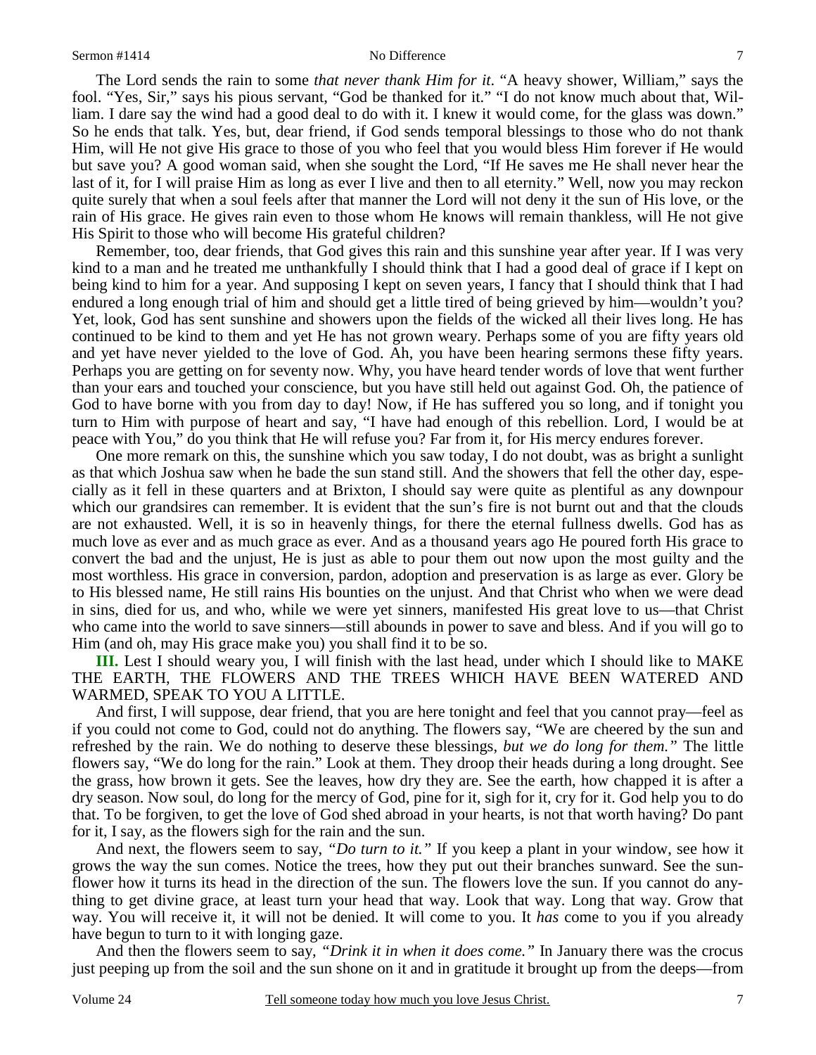The Lord sends the rain to some *that never thank Him for it*. "A heavy shower, William," says the fool. "Yes, Sir," says his pious servant, "God be thanked for it." "I do not know much about that, William. I dare say the wind had a good deal to do with it. I knew it would come, for the glass was down." So he ends that talk. Yes, but, dear friend, if God sends temporal blessings to those who do not thank Him, will He not give His grace to those of you who feel that you would bless Him forever if He would but save you? A good woman said, when she sought the Lord, "If He saves me He shall never hear the last of it, for I will praise Him as long as ever I live and then to all eternity." Well, now you may reckon quite surely that when a soul feels after that manner the Lord will not deny it the sun of His love, or the rain of His grace. He gives rain even to those whom He knows will remain thankless, will He not give His Spirit to those who will become His grateful children?

Remember, too, dear friends, that God gives this rain and this sunshine year after year. If I was very kind to a man and he treated me unthankfully I should think that I had a good deal of grace if I kept on being kind to him for a year. And supposing I kept on seven years, I fancy that I should think that I had endured a long enough trial of him and should get a little tired of being grieved by him—wouldn't you? Yet, look, God has sent sunshine and showers upon the fields of the wicked all their lives long. He has continued to be kind to them and yet He has not grown weary. Perhaps some of you are fifty years old and yet have never yielded to the love of God. Ah, you have been hearing sermons these fifty years. Perhaps you are getting on for seventy now. Why, you have heard tender words of love that went further than your ears and touched your conscience, but you have still held out against God. Oh, the patience of God to have borne with you from day to day! Now, if He has suffered you so long, and if tonight you turn to Him with purpose of heart and say, "I have had enough of this rebellion. Lord, I would be at peace with You," do you think that He will refuse you? Far from it, for His mercy endures forever.

One more remark on this, the sunshine which you saw today, I do not doubt, was as bright a sunlight as that which Joshua saw when he bade the sun stand still. And the showers that fell the other day, especially as it fell in these quarters and at Brixton, I should say were quite as plentiful as any downpour which our grandsires can remember. It is evident that the sun's fire is not burnt out and that the clouds are not exhausted. Well, it is so in heavenly things, for there the eternal fullness dwells. God has as much love as ever and as much grace as ever. And as a thousand years ago He poured forth His grace to convert the bad and the unjust, He is just as able to pour them out now upon the most guilty and the most worthless. His grace in conversion, pardon, adoption and preservation is as large as ever. Glory be to His blessed name, He still rains His bounties on the unjust. And that Christ who when we were dead in sins, died for us, and who, while we were yet sinners, manifested His great love to us—that Christ who came into the world to save sinners—still abounds in power to save and bless. And if you will go to Him (and oh, may His grace make you) you shall find it to be so.

**III.** Lest I should weary you, I will finish with the last head, under which I should like to MAKE THE EARTH, THE FLOWERS AND THE TREES WHICH HAVE BEEN WATERED AND WARMED, SPEAK TO YOU A LITTLE.

And first, I will suppose, dear friend, that you are here tonight and feel that you cannot pray—feel as if you could not come to God, could not do anything. The flowers say, "We are cheered by the sun and refreshed by the rain. We do nothing to deserve these blessings, *but we do long for them."* The little flowers say, "We do long for the rain." Look at them. They droop their heads during a long drought. See the grass, how brown it gets. See the leaves, how dry they are. See the earth, how chapped it is after a dry season. Now soul, do long for the mercy of God, pine for it, sigh for it, cry for it. God help you to do that. To be forgiven, to get the love of God shed abroad in your hearts, is not that worth having? Do pant for it, I say, as the flowers sigh for the rain and the sun.

And next, the flowers seem to say, *"Do turn to it."* If you keep a plant in your window, see how it grows the way the sun comes. Notice the trees, how they put out their branches sunward. See the sunflower how it turns its head in the direction of the sun. The flowers love the sun. If you cannot do anything to get divine grace, at least turn your head that way. Look that way. Long that way. Grow that way. You will receive it, it will not be denied. It will come to you. It *has* come to you if you already have begun to turn to it with longing gaze.

And then the flowers seem to say, *"Drink it in when it does come."* In January there was the crocus just peeping up from the soil and the sun shone on it and in gratitude it brought up from the deeps—from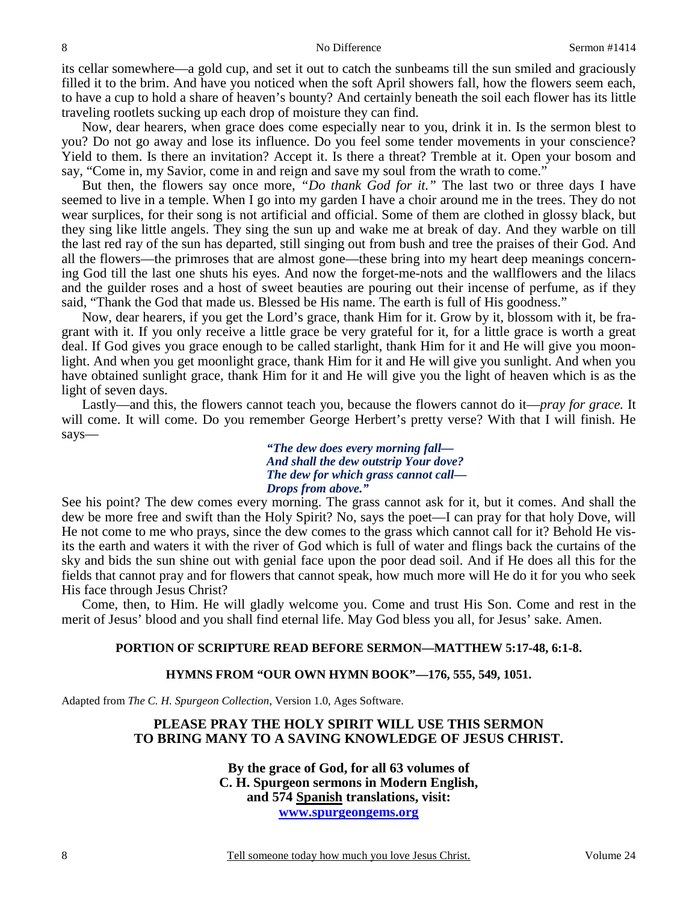its cellar somewhere—a gold cup, and set it out to catch the sunbeams till the sun smiled and graciously filled it to the brim. And have you noticed when the soft April showers fall, how the flowers seem each, to have a cup to hold a share of heaven's bounty? And certainly beneath the soil each flower has its little traveling rootlets sucking up each drop of moisture they can find.

Now, dear hearers, when grace does come especially near to you, drink it in. Is the sermon blest to you? Do not go away and lose its influence. Do you feel some tender movements in your conscience? Yield to them. Is there an invitation? Accept it. Is there a threat? Tremble at it. Open your bosom and say, "Come in, my Savior, come in and reign and save my soul from the wrath to come."

But then, the flowers say once more, *"Do thank God for it."* The last two or three days I have seemed to live in a temple. When I go into my garden I have a choir around me in the trees. They do not wear surplices, for their song is not artificial and official. Some of them are clothed in glossy black, but they sing like little angels. They sing the sun up and wake me at break of day. And they warble on till the last red ray of the sun has departed, still singing out from bush and tree the praises of their God. And all the flowers—the primroses that are almost gone—these bring into my heart deep meanings concerning God till the last one shuts his eyes. And now the forget-me-nots and the wallflowers and the lilacs and the guilder roses and a host of sweet beauties are pouring out their incense of perfume, as if they said, "Thank the God that made us. Blessed be His name. The earth is full of His goodness."

Now, dear hearers, if you get the Lord's grace, thank Him for it. Grow by it, blossom with it, be fragrant with it. If you only receive a little grace be very grateful for it, for a little grace is worth a great deal. If God gives you grace enough to be called starlight, thank Him for it and He will give you moonlight. And when you get moonlight grace, thank Him for it and He will give you sunlight. And when you have obtained sunlight grace, thank Him for it and He will give you the light of heaven which is as the light of seven days.

Lastly—and this, the flowers cannot teach you, because the flowers cannot do it—*pray for grace.* It will come. It will come. Do you remember George Herbert's pretty verse? With that I will finish. He says—

> ***"The dew does every morning fall—***
> ***And shall the dew outstrip Your dove?***
> ***The dew for which grass cannot call—***
> ***Drops from above."***

See his point? The dew comes every morning. The grass cannot ask for it, but it comes. And shall the dew be more free and swift than the Holy Spirit? No, says the poet—I can pray for that holy Dove, will He not come to me who prays, since the dew comes to the grass which cannot call for it? Behold He visits the earth and waters it with the river of God which is full of water and flings back the curtains of the sky and bids the sun shine out with genial face upon the poor dead soil. And if He does all this for the fields that cannot pray and for flowers that cannot speak, how much more will He do it for you who seek His face through Jesus Christ?

Come, then, to Him. He will gladly welcome you. Come and trust His Son. Come and rest in the merit of Jesus' blood and you shall find eternal life. May God bless you all, for Jesus' sake. Amen.

**PORTION OF SCRIPTURE READ BEFORE SERMON—MATTHEW 5:17-48, 6:1-8.**

**HYMNS FROM "OUR OWN HYMN BOOK"—176, 555, 549, 1051.**

Adapted from *The C. H. Spurgeon Collection*, Version 1.0, Ages Software.

**PLEASE PRAY THE HOLY SPIRIT WILL USE THIS SERMON TO BRING MANY TO A SAVING KNOWLEDGE OF JESUS CHRIST.**

**By the grace of God, for all 63 volumes of C. H. Spurgeon sermons in Modern English, and 574 Spanish translations, visit: www.spurgeongems.org**

Tell someone today how much you love Jesus Christ.